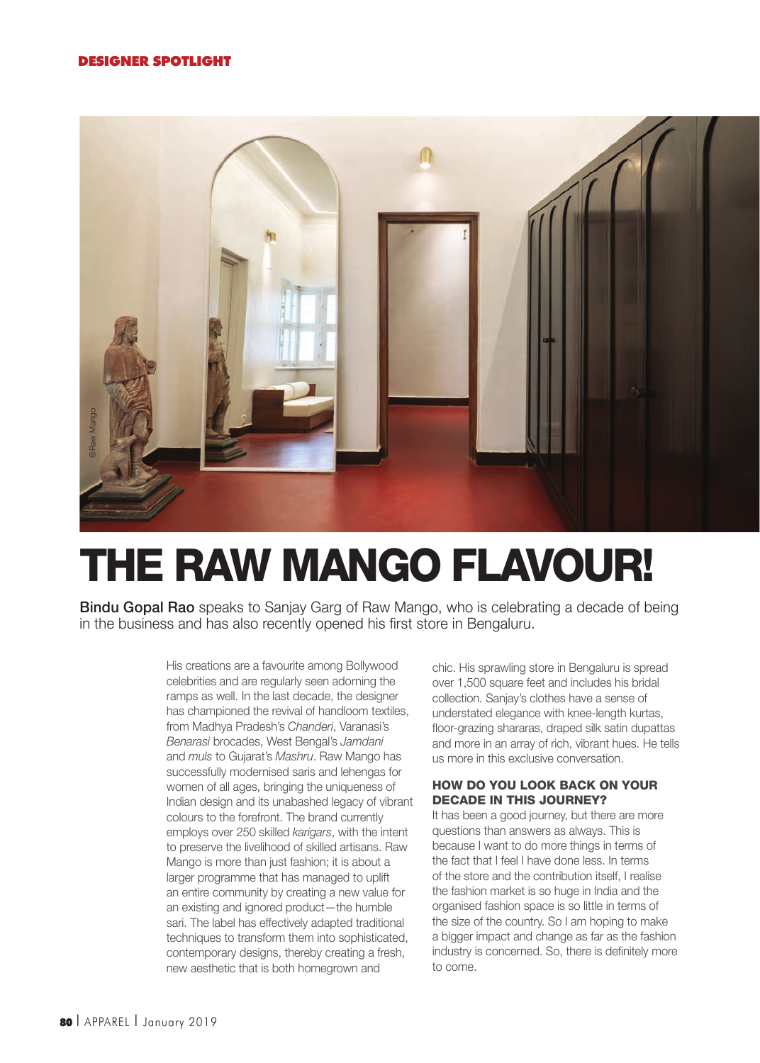DESIGNER SPOTLIGHT

@Raw Mango

# THE RAW MANGO FLAVOUR!

**Bindu Gopal Rao** speaks to Sanjay Garg of Raw Mango, who is celebrating a decade of being in the business and has also recently opened his first store in Bengaluru.

His creations are a favourite among Bollywood celebrities and are regularly seen adorning the ramps as well. In the last decade, the designer has championed the revival of handloom textiles, from Madhya Pradesh's *Chanderi*, Varanasi's *Benarasi* brocades, West Bengal's *Jamdani* and *muls* to Gujarat's *Mashru*. Raw Mango has successfully modernised saris and lehengas for women of all ages, bringing the uniqueness of Indian design and its unabashed legacy of vibrant colours to the forefront. The brand currently employs over 250 skilled *karigars*, with the intent to preserve the livelihood of skilled artisans. Raw Mango is more than just fashion; it is about a larger programme that has managed to uplift an entire community by creating a new value for an existing and ignored product—the humble sari. The label has effectively adapted traditional techniques to transform them into sophisticated, contemporary designs, thereby creating a fresh, new aesthetic that is both homegrown and chic. His sprawling store in Bengaluru is spread over 1,500 square feet and includes his bridal collection. Sanjay's clothes have a sense of understated elegance with knee-length kurtas, floor-grazing shararas, draped silk satin dupattas and more in an array of rich, vibrant hues. He tells us more in this exclusive conversation.

### HOW DO YOU LOOK BACK ON YOUR DECADE IN THIS JOURNEY?

It has been a good journey, but there are more questions than answers as always. This is because I want to do more things in terms of the fact that I feel I have done less. In terms of the store and the contribution itself, I realise the fashion market is so huge in India and the organised fashion space is so little in terms of the size of the country. So I am hoping to make a bigger impact and change as far as the fashion industry is concerned. So, there is definitely more to come.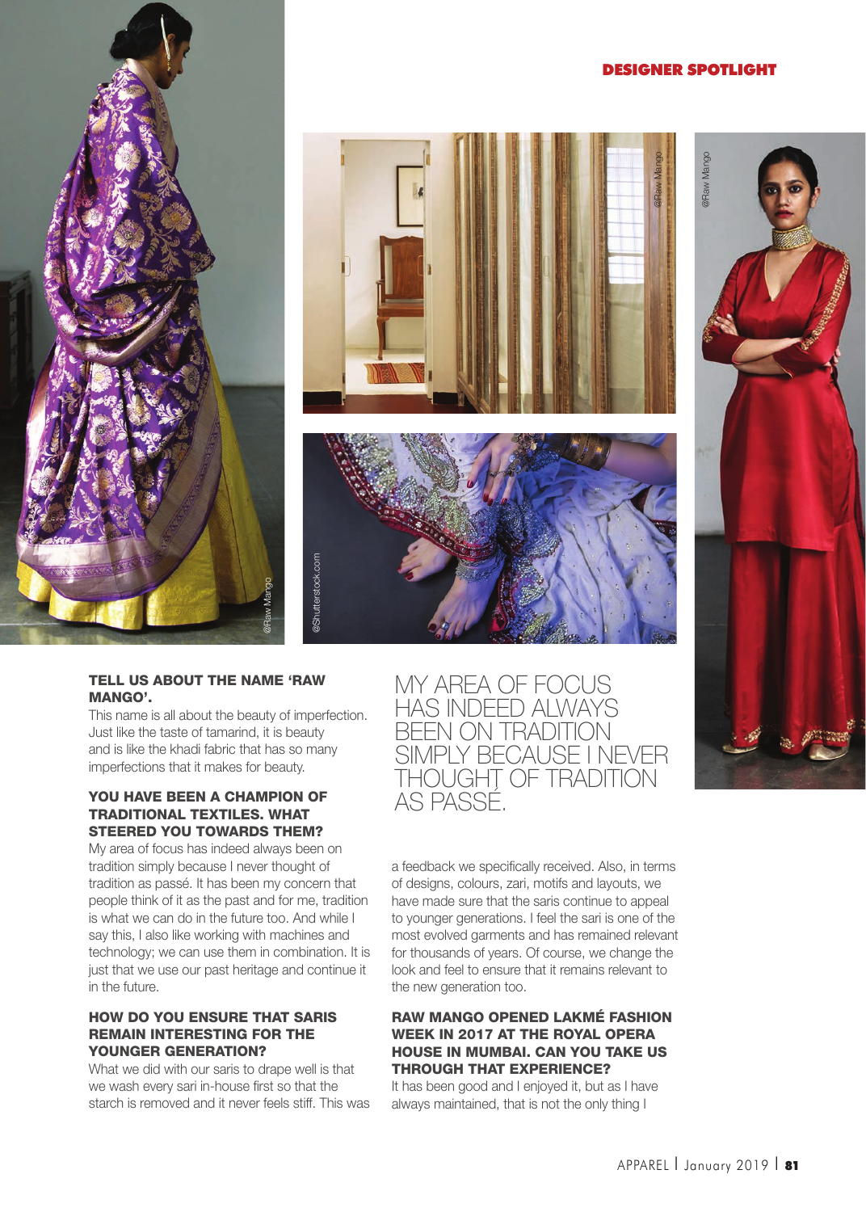### TELL US ABOUT THE NAME 'RAW MANGO'.

This name is all about the beauty of imperfection. Just like the taste of tamarind, it is beauty and is like the khadi fabric that has so many imperfections that it makes for beauty.

### YOU HAVE BEEN A CHAMPION OF TRADITIONAL TEXTILES. WHAT STEERED YOU TOWARDS THEM?

My area of focus has indeed always been on tradition simply because I never thought of tradition as passé. It has been my concern that people think of it as the past and for me, tradition is what we can do in the future too. And while I say this, I also like working with machines and technology; we can use them in combination. It is just that we use our past heritage and continue it in the future.

### HOW DO YOU ENSURE THAT SARIS REMAIN INTERESTING FOR THE YOUNGER GENERATION?

What we did with our saris to drape well is that we wash every sari in-house first so that the starch is removed and it never feels stiff. This was a feedback we specifically received. Also, in terms of designs, colours, zari, motifs and layouts, we have made sure that the saris continue to appeal to younger generations. I feel the sari is one of the most evolved garments and has remained relevant for thousands of years. Of course, we change the look and feel to ensure that it remains relevant to the new generation too.

> MY AREA OF FOCUS HAS INDEED ALWAYS BEEN ON TRADITION SIMPLY BECAUSE I NEVER THOUGHT OF TRADITION AS PASSÉ.

### RAW MANGO OPENED LAKMÉ FASHION WEEK IN 2017 AT THE ROYAL OPERA HOUSE IN MUMBAI. CAN YOU TAKE US THROUGH THAT EXPERIENCE?

It has been good and I enjoyed it, but as I have always maintained, that is not the only thing I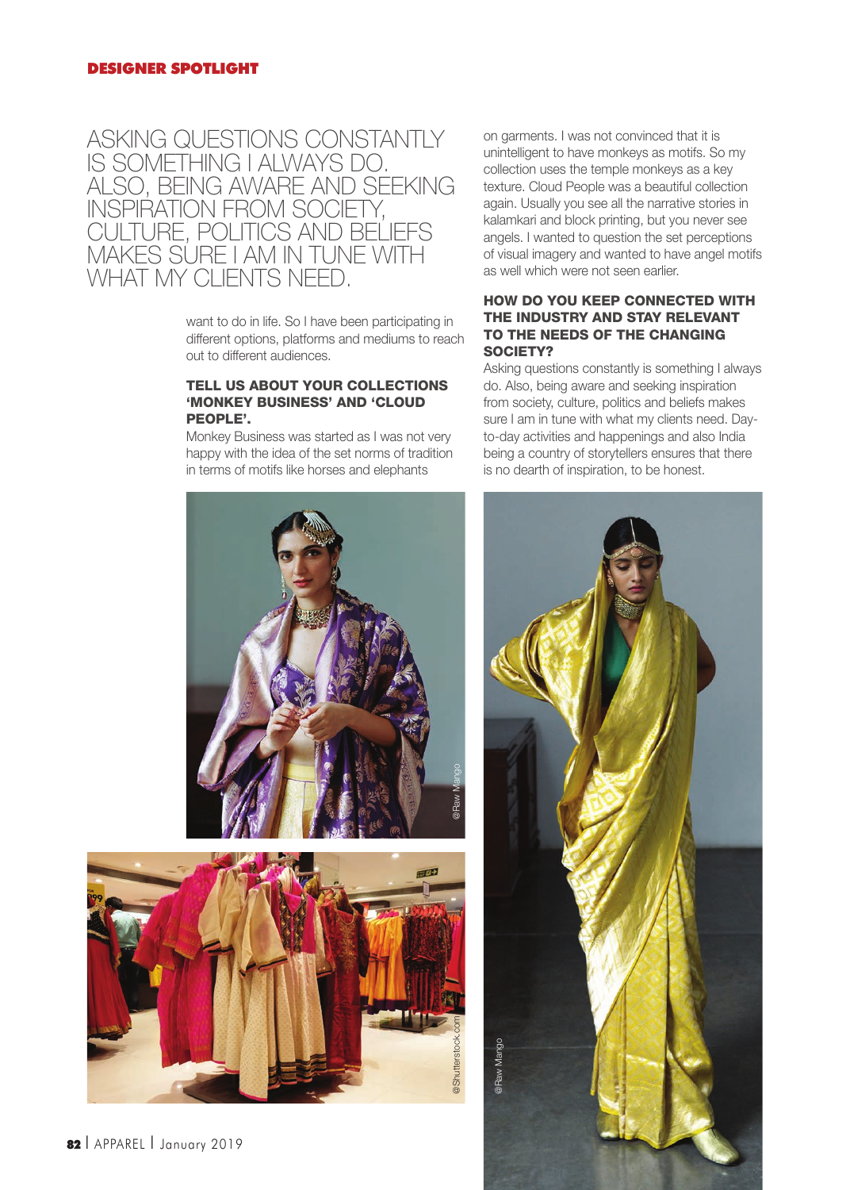ASKING QUESTIONS CONSTANTLY IS SOMETHING I ALWAYS DO. ALSO, BEING AWARE AND SEEKING INSPIRATION FROM SOCIETY, CULTURE, POLITICS AND BELIEFS MAKES SURE I AM IN TUNE WITH WHAT MY CLIENTS NEED.

want to do in life. So I have been participating in different options, platforms and mediums to reach out to different audiences.

**TELL US ABOUT YOUR COLLECTIONS 'MONKEY BUSINESS' AND 'CLOUD PEOPLE'.**

Monkey Business was started as I was not very happy with the idea of the set norms of tradition in terms of motifs like horses and elephants on garments. I was not convinced that it is unintelligent to have monkeys as motifs. So my collection uses the temple monkeys as a key texture. Cloud People was a beautiful collection again. Usually you see all the narrative stories in kalamkari and block printing, but you never see angels. I wanted to question the set perceptions of visual imagery and wanted to have angel motifs as well which were not seen earlier.

**HOW DO YOU KEEP CONNECTED WITH THE INDUSTRY AND STAY RELEVANT TO THE NEEDS OF THE CHANGING SOCIETY?**

Asking questions constantly is something I always do. Also, being aware and seeking inspiration from society, culture, politics and beliefs makes sure I am in tune with what my clients need. Day-to-day activities and happenings and also India being a country of storytellers ensures that there is no dearth of inspiration, to be honest.

@Raw Mango

@Shutterstock.com

@Raw Mango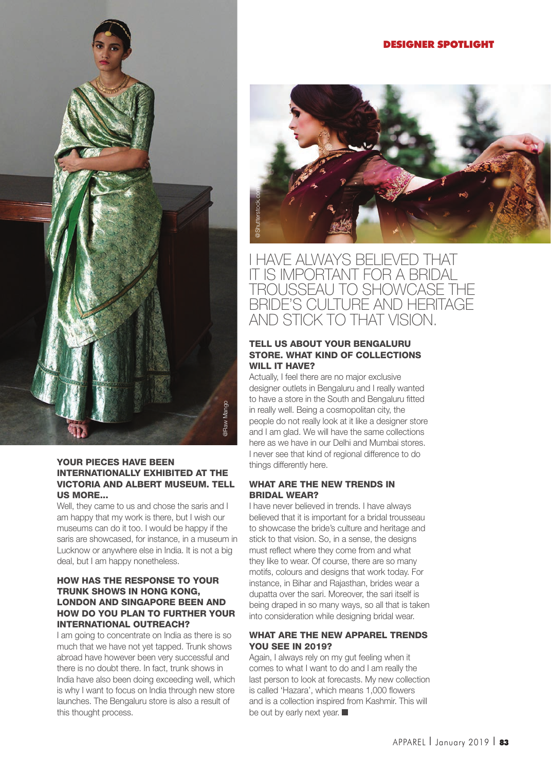I HAVE ALWAYS BELIEVED THAT IT IS IMPORTANT FOR A BRIDAL TROUSSEAU TO SHOWCASE THE BRIDE'S CULTURE AND HERITAGE AND STICK TO THAT VISION.

@Raw Mango

@Shutterstock.com

### YOUR PIECES HAVE BEEN INTERNATIONALLY EXHIBITED AT THE VICTORIA AND ALBERT MUSEUM. TELL US MORE...

Well, they came to us and chose the saris and I am happy that my work is there, but I wish our museums can do it too. I would be happy if the saris are showcased, for instance, in a museum in Lucknow or anywhere else in India. It is not a big deal, but I am happy nonetheless.

### HOW HAS THE RESPONSE TO YOUR TRUNK SHOWS IN HONG KONG, LONDON AND SINGAPORE BEEN AND HOW DO YOU PLAN TO FURTHER YOUR INTERNATIONAL OUTREACH?

I am going to concentrate on India as there is so much that we have not yet tapped. Trunk shows abroad have however been very successful and there is no doubt there. In fact, trunk shows in India have also been doing exceeding well, which is why I want to focus on India through new store launches. The Bengaluru store is also a result of this thought process.

### TELL US ABOUT YOUR BENGALURU STORE. WHAT KIND OF COLLECTIONS WILL IT HAVE?

Actually, I feel there are no major exclusive designer outlets in Bengaluru and I really wanted to have a store in the South and Bengaluru fitted in really well. Being a cosmopolitan city, the people do not really look at it like a designer store and I am glad. We will have the same collections here as we have in our Delhi and Mumbai stores. I never see that kind of regional difference to do things differently here.

### WHAT ARE THE NEW TRENDS IN BRIDAL WEAR?

I have never believed in trends. I have always believed that it is important for a bridal trousseau to showcase the bride's culture and heritage and stick to that vision. So, in a sense, the designs must reflect where they come from and what they like to wear. Of course, there are so many motifs, colours and designs that work today. For instance, in Bihar and Rajasthan, brides wear a dupatta over the sari. Moreover, the sari itself is being draped in so many ways, so all that is taken into consideration while designing bridal wear.

### WHAT ARE THE NEW APPAREL TRENDS YOU SEE IN 2019?

Again, I always rely on my gut feeling when it comes to what I want to do and I am really the last person to look at forecasts. My new collection is called 'Hazara', which means 1,000 flowers and is a collection inspired from Kashmir. This will be out by early next year. ■